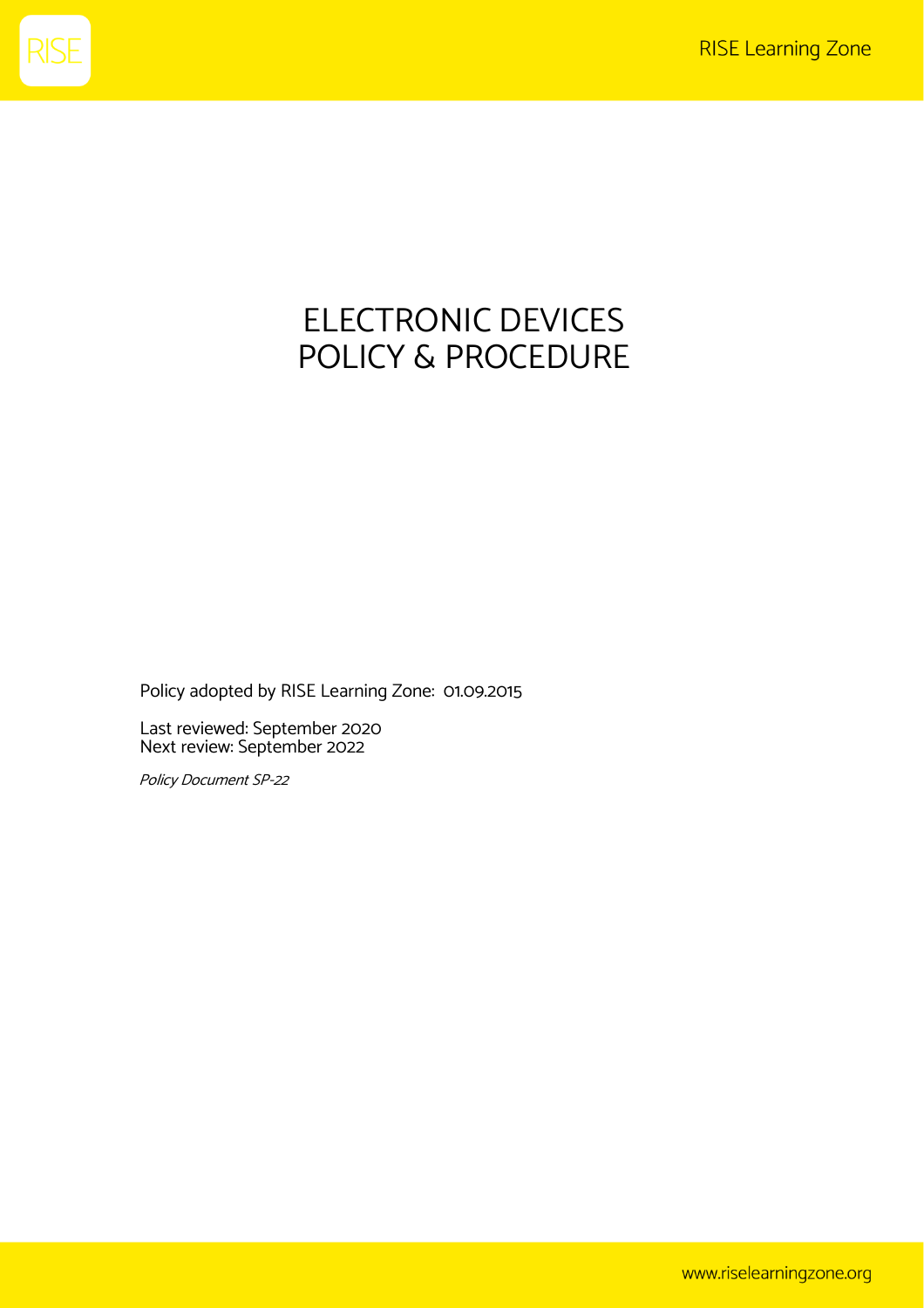# ELECTRONIC DEVICES POLICY & PROCEDURE

Policy adopted by RISE Learning Zone: 01.09.2015

Last reviewed: September 2020
Next review: September 2022

*Policy Document SP-22*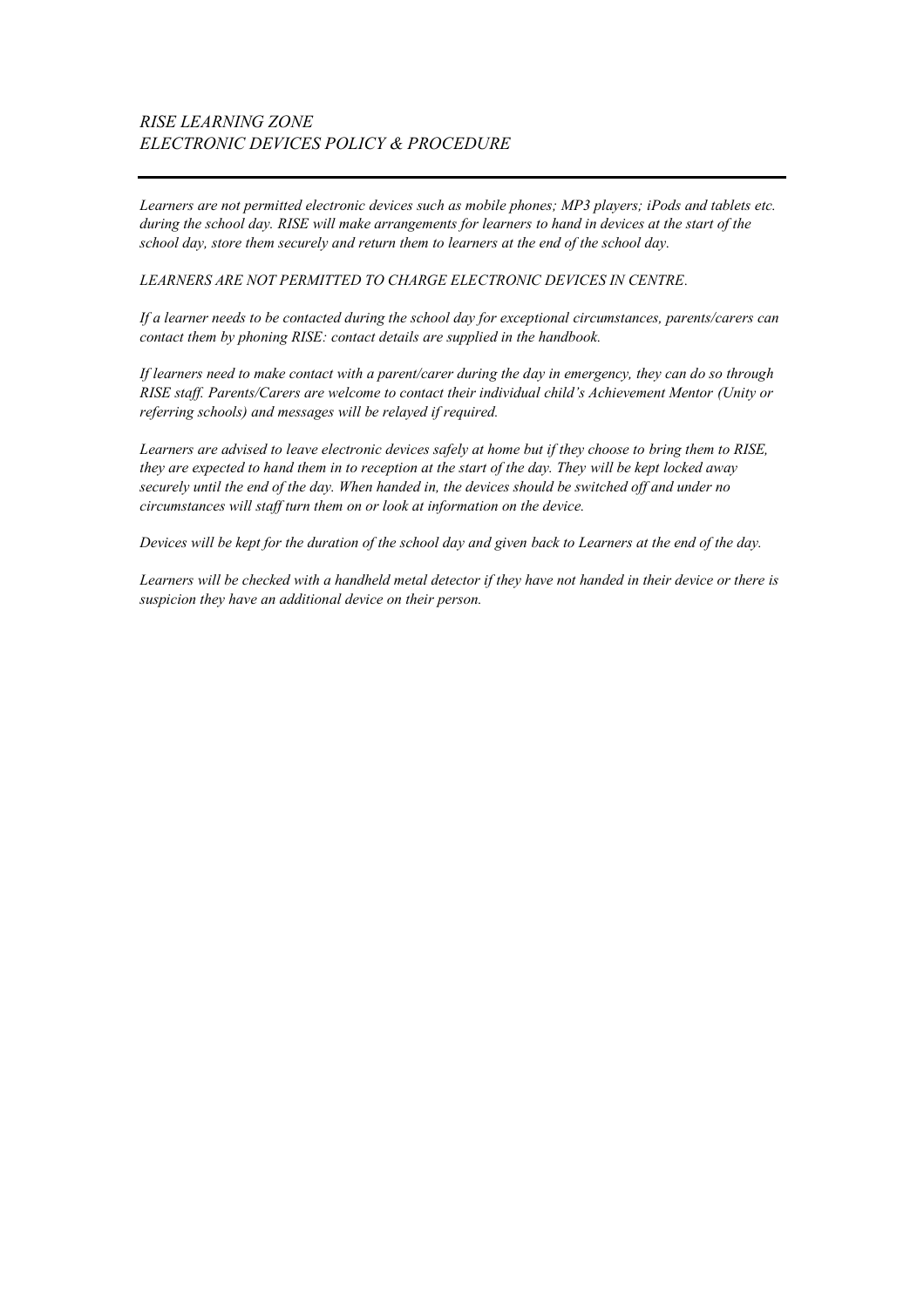*RISE LEARNING ZONE*
*ELECTRONIC DEVICES POLICY & PROCEDURE*

---

*Learners are not permitted electronic devices such as mobile phones; MP3 players; iPods and tablets etc. during the school day. RISE will make arrangements for learners to hand in devices at the start of the school day, store them securely and return them to learners at the end of the school day.*

*LEARNERS ARE NOT PERMITTED TO CHARGE ELECTRONIC DEVICES IN CENTRE.*

*If a learner needs to be contacted during the school day for exceptional circumstances, parents/carers can contact them by phoning RISE: contact details are supplied in the handbook.*

*If learners need to make contact with a parent/carer during the day in emergency, they can do so through RISE staff. Parents/Carers are welcome to contact their individual child's Achievement Mentor (Unity or referring schools) and messages will be relayed if required.*

*Learners are advised to leave electronic devices safely at home but if they choose to bring them to RISE, they are expected to hand them in to reception at the start of the day. They will be kept locked away securely until the end of the day. When handed in, the devices should be switched off and under no circumstances will staff turn them on or look at information on the device.*

*Devices will be kept for the duration of the school day and given back to Learners at the end of the day.*

*Learners will be checked with a handheld metal detector if they have not handed in their device or there is suspicion they have an additional device on their person.*